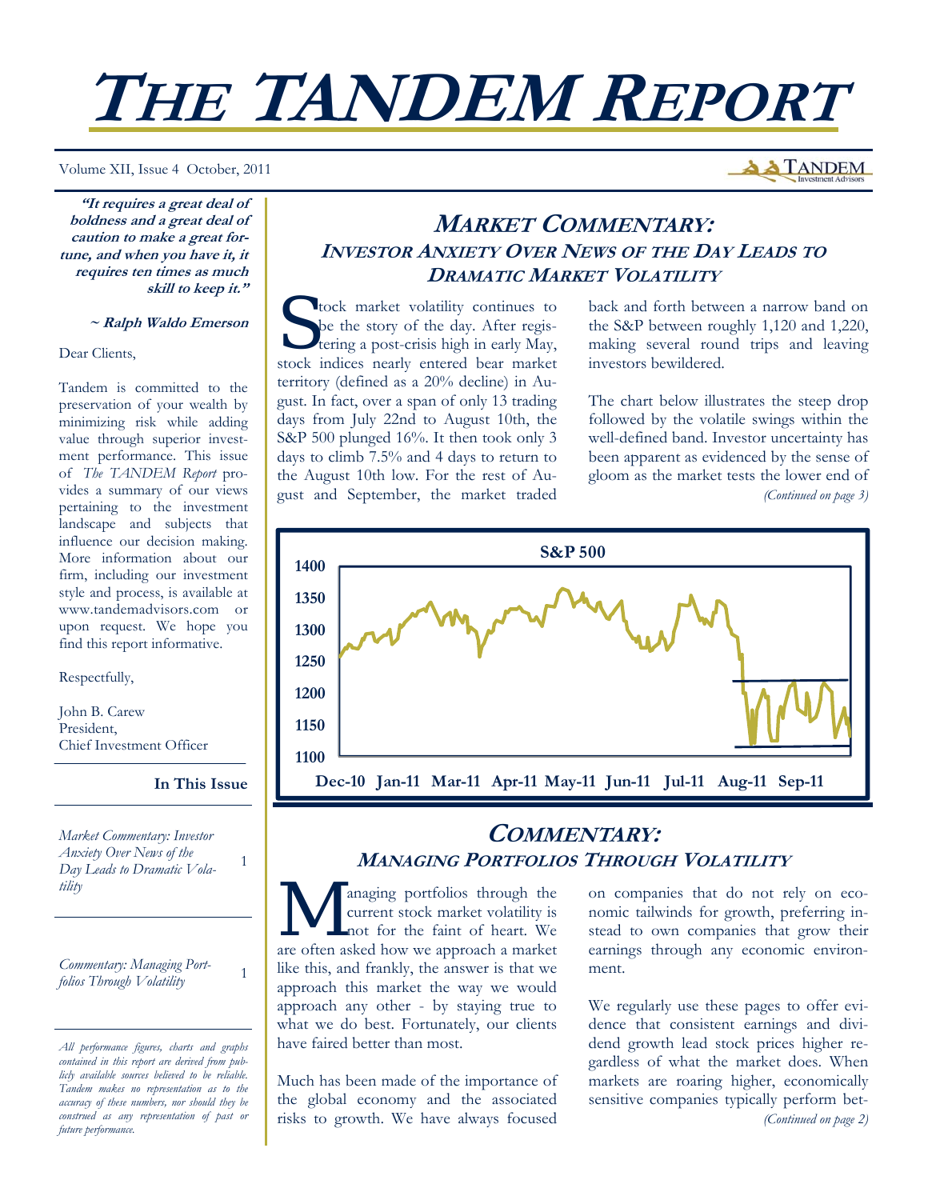# THE TANDEM REPORT

Volume XII, Issue 4 October, 2011

**"It requires a great deal of boldness and a great deal of caution to make a great fortune, and when you have it, it requires ten times as much skill to keep it."**

**~ Ralph Waldo Emerson**

Dear Clients,

Tandem is committed to the preservation of your wealth by minimizing risk while adding value through superior investment performance. This issue of *The TANDEM Report* provides a summary of our views pertaining to the investment landscape and subjects that influence our decision making. More information about our firm, including our investment style and process, is available at www.tandemadvisors.com or upon request. We hope you find this report informative.

Respectfully,

John B. Carew
President,
Chief Investment Officer

**In This Issue**

| | |
|---|---|
| *Market Commentary: Investor Anxiety Over News of the Day Leads to Dramatic Volatility* | 1 |
| *Commentary: Managing Portfolios Through Volatility* | 1 |

*All performance figures, charts and graphs contained in this report are derived from publicly available sources believed to be reliable. Tandem makes no representation as to the accuracy of these numbers, nor should they be construed as any representation of past or future performance.*

## MARKET COMMENTARY:
### INVESTOR ANXIETY OVER NEWS OF THE DAY LEADS TO DRAMATIC MARKET VOLATILITY

Stock market volatility continues to be the story of the day. After registering a post-crisis high in early May, stock indices nearly entered bear market territory (defined as a 20% decline) in August. In fact, over a span of only 13 trading days from July 22nd to August 10th, the S&P 500 plunged 16%. It then took only 3 days to climb 7.5% and 4 days to return to the August 10th low. For the rest of August and September, the market traded back and forth between a narrow band on the S&P between roughly 1,120 and 1,220, making several round trips and leaving investors bewildered.

The chart below illustrates the steep drop followed by the volatile swings within the well-defined band. Investor uncertainty has been apparent as evidenced by the sense of gloom as the market tests the lower end of

*(Continued on page 3)*

**S&P 500**

Y-axis: 1100–1400; X-axis: Dec-10, Jan-11, Mar-11, Apr-11, May-11, Jun-11, Jul-11, Aug-11, Sep-11

## COMMENTARY:
### MANAGING PORTFOLIOS THROUGH VOLATILITY

Managing portfolios through the current stock market volatility is not for the faint of heart. We are often asked how we approach a market like this, and frankly, the answer is that we approach this market the way we would approach any other - by staying true to what we do best. Fortunately, our clients have faired better than most.

Much has been made of the importance of the global economy and the associated risks to growth. We have always focused on companies that do not rely on economic tailwinds for growth, preferring instead to own companies that grow their earnings through any economic environment.

We regularly use these pages to offer evidence that consistent earnings and dividend growth lead stock prices higher regardless of what the market does. When markets are roaring higher, economically sensitive companies typically perform bet-

*(Continued on page 2)*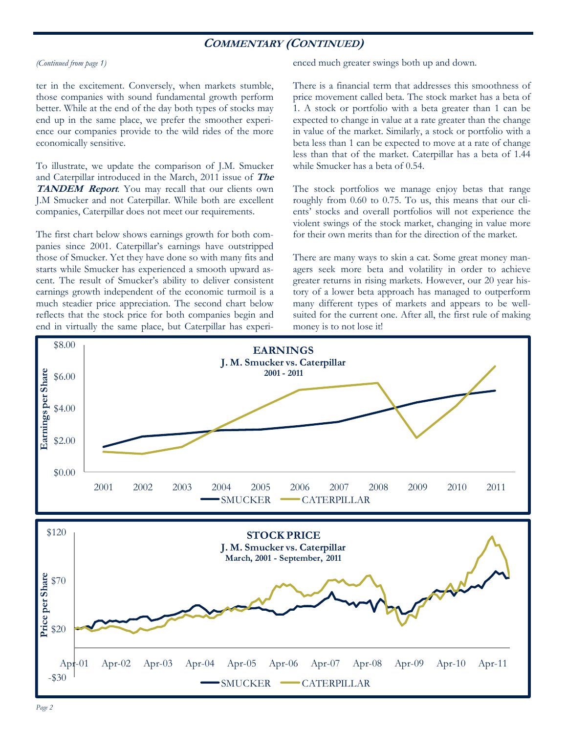## COMMENTARY (CONTINUED)

*(Continued from page 1)*

ter in the excitement. Conversely, when markets stumble, those companies with sound fundamental growth perform better. While at the end of the day both types of stocks may end up in the same place, we prefer the smoother experience our companies provide to the wild rides of the more economically sensitive.

To illustrate, we update the comparison of J.M. Smucker and Caterpillar introduced in the March, 2011 issue of ***The TANDEM Report***. You may recall that our clients own J.M Smucker and not Caterpillar. While both are excellent companies, Caterpillar does not meet our requirements.

The first chart below shows earnings growth for both companies since 2001. Caterpillar's earnings have outstripped those of Smucker. Yet they have done so with many fits and starts while Smucker has experienced a smooth upward ascent. The result of Smucker's ability to deliver consistent earnings growth independent of the economic turmoil is a much steadier price appreciation. The second chart below reflects that the stock price for both companies begin and end in virtually the same place, but Caterpillar has experienced much greater swings both up and down.

There is a financial term that addresses this smoothness of price movement called beta. The stock market has a beta of 1. A stock or portfolio with a beta greater than 1 can be expected to change in value at a rate greater than the change in value of the market. Similarly, a stock or portfolio with a beta less than 1 can be expected to move at a rate of change less than that of the market. Caterpillar has a beta of 1.44 while Smucker has a beta of 0.54.

The stock portfolios we manage enjoy betas that range roughly from 0.60 to 0.75. To us, this means that our clients' stocks and overall portfolios will not experience the violent swings of the stock market, changing in value more for their own merits than for the direction of the market.

There are many ways to skin a cat. Some great money managers seek more beta and volatility in order to achieve greater returns in rising markets. However, our 20 year history of a lower beta approach has managed to outperform many different types of markets and appears to be well-suited for the current one. After all, the first rule of making money is to not lose it!

**EARNINGS**
**J. M. Smucker vs. Caterpillar**
**2001 - 2011**

Earnings per Share: $0.00 – $8.00; years 2001–2011; SMUCKER, CATERPILLAR

**STOCK PRICE**
**J. M. Smucker vs. Caterpillar**
**March, 2001 - September, 2011**

Price per Share: -$30 – $120; Apr-01 – Apr-11; SMUCKER, CATERPILLAR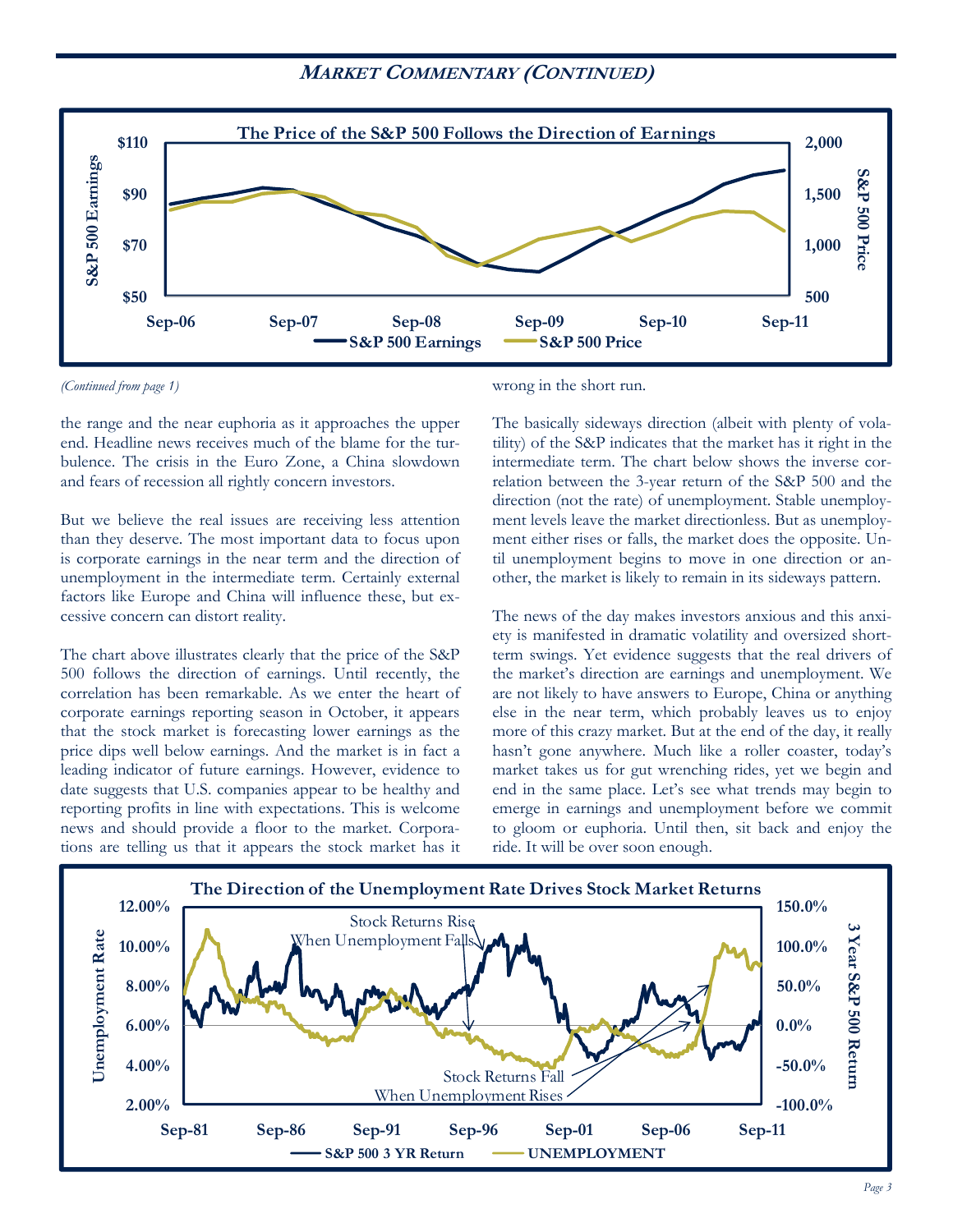## *Market Commentary (Continued)*

**The Price of the S&P 500 Follows the Direction of Earnings**

*(Continued from page 1)*

the range and the near euphoria as it approaches the upper end. Headline news receives much of the blame for the turbulence. The crisis in the Euro Zone, a China slowdown and fears of recession all rightly concern investors.

But we believe the real issues are receiving less attention than they deserve. The most important data to focus upon is corporate earnings in the near term and the direction of unemployment in the intermediate term. Certainly external factors like Europe and China will influence these, but excessive concern can distort reality.

The chart above illustrates clearly that the price of the S&P 500 follows the direction of earnings. Until recently, the correlation has been remarkable. As we enter the heart of corporate earnings reporting season in October, it appears that the stock market is forecasting lower earnings as the price dips well below earnings. And the market is in fact a leading indicator of future earnings. However, evidence to date suggests that U.S. companies appear to be healthy and reporting profits in line with expectations. This is welcome news and should provide a floor to the market. Corporations are telling us that it appears the stock market has it wrong in the short run.

The basically sideways direction (albeit with plenty of volatility) of the S&P indicates that the market has it right in the intermediate term. The chart below shows the inverse correlation between the 3-year return of the S&P 500 and the direction (not the rate) of unemployment. Stable unemployment levels leave the market directionless. But as unemployment either rises or falls, the market does the opposite. Until unemployment begins to move in one direction or another, the market is likely to remain in its sideways pattern.

The news of the day makes investors anxious and this anxiety is manifested in dramatic volatility and oversized short-term swings. Yet evidence suggests that the real drivers of the market's direction are earnings and unemployment. We are not likely to have answers to Europe, China or anything else in the near term, which probably leaves us to enjoy more of this crazy market. But at the end of the day, it really hasn't gone anywhere. Much like a roller coaster, today's market takes us for gut wrenching rides, yet we begin and end in the same place. Let's see what trends may begin to emerge in earnings and unemployment before we commit to gloom or euphoria. Until then, sit back and enjoy the ride. It will be over soon enough.

**The Direction of the Unemployment Rate Drives Stock Market Returns**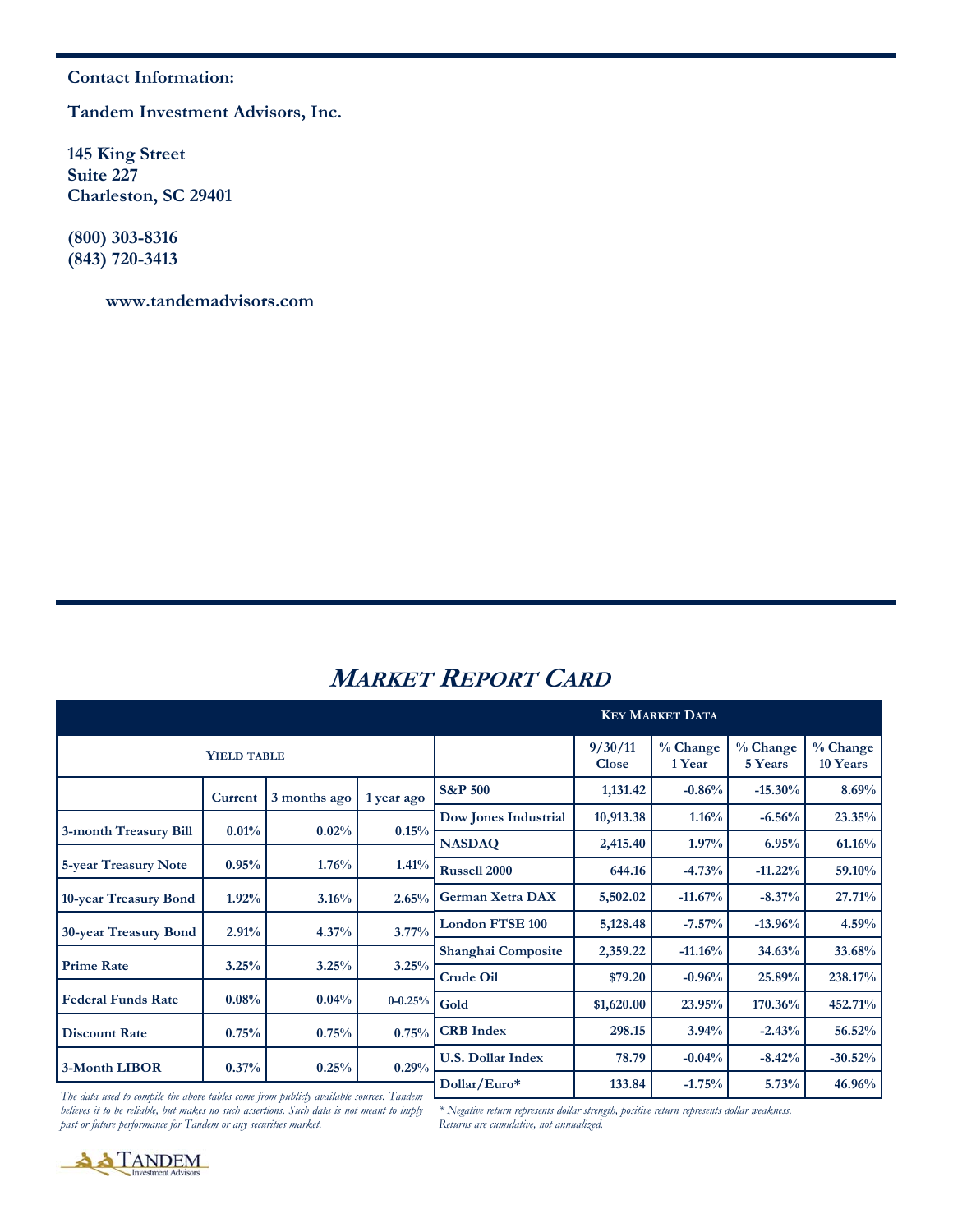**Contact Information:**

**Tandem Investment Advisors, Inc.**

**145 King Street**
**Suite 227**
**Charleston, SC 29401**

**(800) 303-8316**
**(843) 720-3413**

**www.tandemadvisors.com**

# *Market Report Card*

**Yield Table**

| | Current | 3 months ago | 1 year ago |
|---|---|---|---|
| 3-month Treasury Bill | 0.01% | 0.02% | 0.15% |
| 5-year Treasury Note | 0.95% | 1.76% | 1.41% |
| 10-year Treasury Bond | 1.92% | 3.16% | 2.65% |
| 30-year Treasury Bond | 2.91% | 4.37% | 3.77% |
| Prime Rate | 3.25% | 3.25% | 3.25% |
| Federal Funds Rate | 0.08% | 0.04% | 0-0.25% |
| Discount Rate | 0.75% | 0.75% | 0.75% |
| 3-Month LIBOR | 0.37% | 0.25% | 0.29% |

*The data used to compile the above tables come from publicly available sources. Tandem believes it to be reliable, but makes no such assertions. Such data is not meant to imply past or future performance for Tandem or any securities market.*

**Key Market Data**

| | 9/30/11 Close | % Change 1 Year | % Change 5 Years | % Change 10 Years |
|---|---|---|---|---|
| S&P 500 | 1,131.42 | -0.86% | -15.30% | 8.69% |
| Dow Jones Industrial | 10,913.38 | 1.16% | -6.56% | 23.35% |
| NASDAQ | 2,415.40 | 1.97% | 6.95% | 61.16% |
| Russell 2000 | 644.16 | -4.73% | -11.22% | 59.10% |
| German Xetra DAX | 5,502.02 | -11.67% | -8.37% | 27.71% |
| London FTSE 100 | 5,128.48 | -7.57% | -13.96% | 4.59% |
| Shanghai Composite | 2,359.22 | -11.16% | 34.63% | 33.68% |
| Crude Oil | $79.20 | -0.96% | 25.89% | 238.17% |
| Gold | $1,620.00 | 23.95% | 170.36% | 452.71% |
| CRB Index | 298.15 | 3.94% | -2.43% | 56.52% |
| U.S. Dollar Index | 78.79 | -0.04% | -8.42% | -30.52% |
| Dollar/Euro* | 133.84 | -1.75% | 5.73% | 46.96% |

*\* Negative return represents dollar strength, positive return represents dollar weakness. Returns are cumulative, not annualized.*

Tandem Investment Advisors